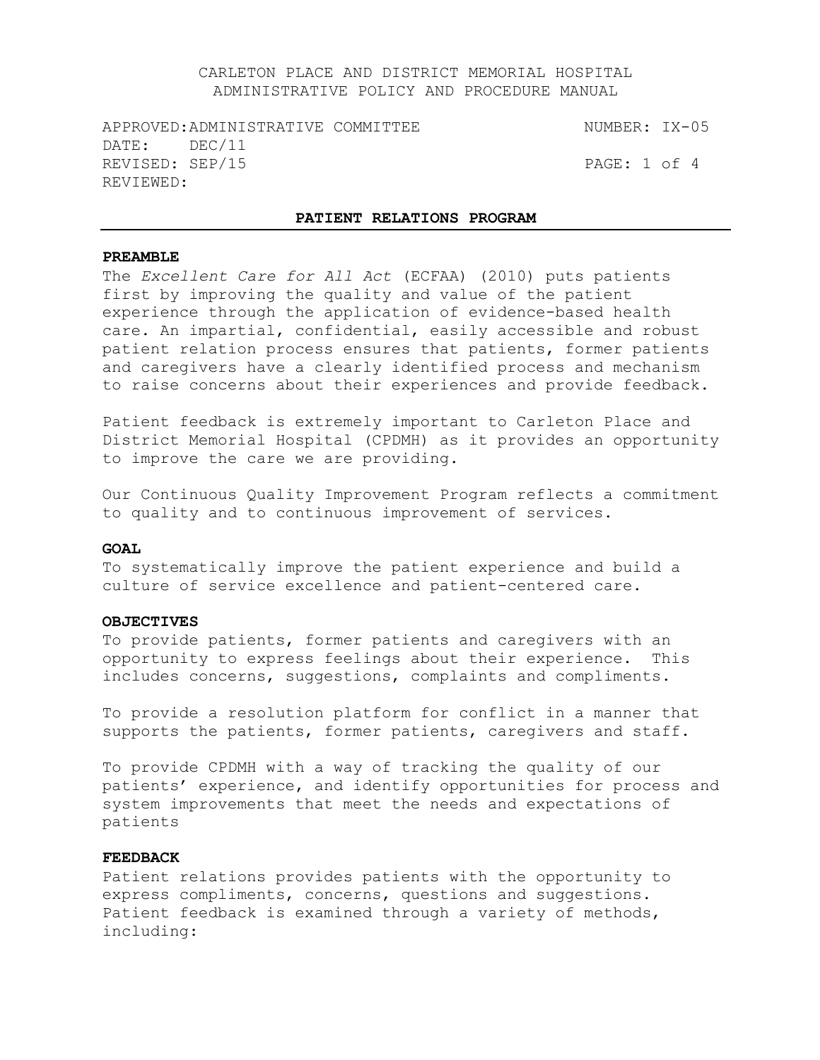CARLETON PLACE AND DISTRICT MEMORIAL HOSPITAL
ADMINISTRATIVE POLICY AND PROCEDURE MANUAL

APPROVED: ADMINISTRATIVE COMMITTEE NUMBER: IX-05
DATE: DEC/11
REVISED: SEP/15
REVIEWED:

## PATIENT RELATIONS PROGRAM

**PREAMBLE**

The *Excellent Care for All Act* (ECFAA) (2010) puts patients first by improving the quality and value of the patient experience through the application of evidence-based health care. An impartial, confidential, easily accessible and robust patient relation process ensures that patients, former patients and caregivers have a clearly identified process and mechanism to raise concerns about their experiences and provide feedback.

Patient feedback is extremely important to Carleton Place and District Memorial Hospital (CPDMH) as it provides an opportunity to improve the care we are providing.

Our Continuous Quality Improvement Program reflects a commitment to quality and to continuous improvement of services.

**GOAL**

To systematically improve the patient experience and build a culture of service excellence and patient-centered care.

**OBJECTIVES**

To provide patients, former patients and caregivers with an opportunity to express feelings about their experience. This includes concerns, suggestions, complaints and compliments.

To provide a resolution platform for conflict in a manner that supports the patients, former patients, caregivers and staff.

To provide CPDMH with a way of tracking the quality of our patients' experience, and identify opportunities for process and system improvements that meet the needs and expectations of patients

**FEEDBACK**

Patient relations provides patients with the opportunity to express compliments, concerns, questions and suggestions. Patient feedback is examined through a variety of methods, including: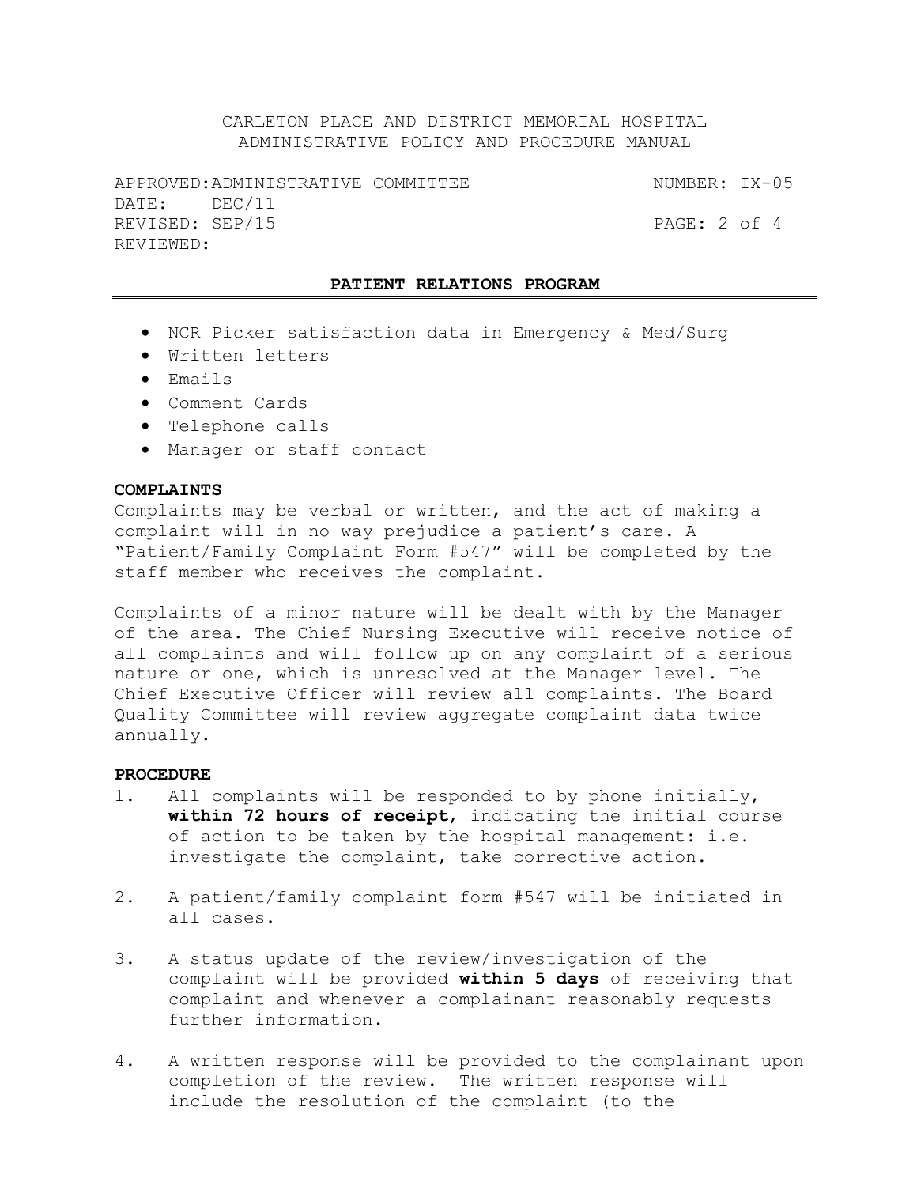- NCR Picker satisfaction data in Emergency & Med/Surg
- Written letters
- Emails
- Comment Cards
- Telephone calls
- Manager or staff contact

**COMPLAINTS**

Complaints may be verbal or written, and the act of making a complaint will in no way prejudice a patient's care. A "Patient/Family Complaint Form #547" will be completed by the staff member who receives the complaint.

Complaints of a minor nature will be dealt with by the Manager of the area. The Chief Nursing Executive will receive notice of all complaints and will follow up on any complaint of a serious nature or one, which is unresolved at the Manager level. The Chief Executive Officer will review all complaints. The Board Quality Committee will review aggregate complaint data twice annually.

**PROCEDURE**

1. All complaints will be responded to by phone initially, **within 72 hours of receipt**, indicating the initial course of action to be taken by the hospital management: i.e. investigate the complaint, take corrective action.

2. A patient/family complaint form #547 will be initiated in all cases.

3. A status update of the review/investigation of the complaint will be provided **within 5 days** of receiving that complaint and whenever a complainant reasonably requests further information.

4. A written response will be provided to the complainant upon completion of the review. The written response will include the resolution of the complaint (to the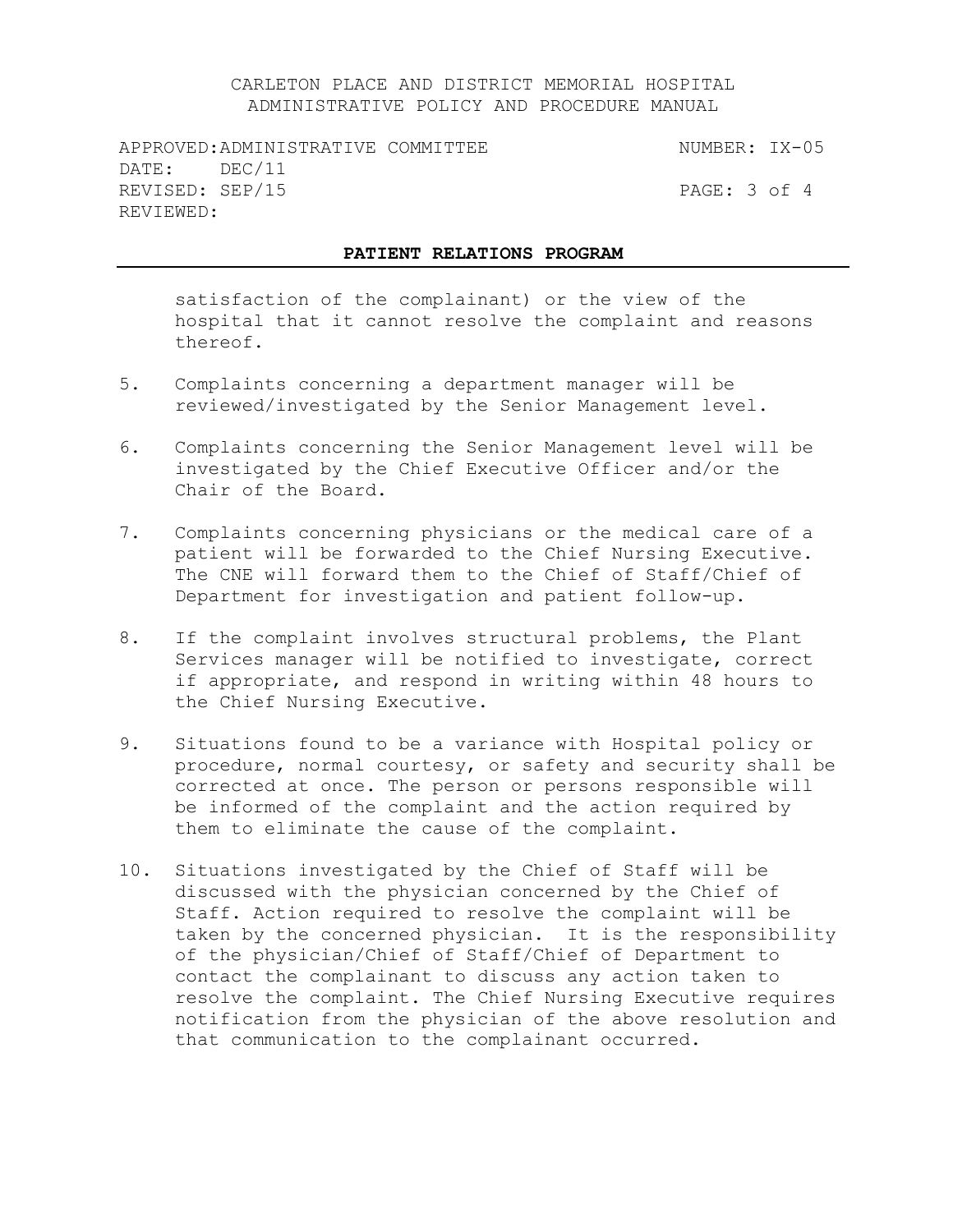satisfaction of the complainant) or the view of the hospital that it cannot resolve the complaint and reasons thereof.

5. Complaints concerning a department manager will be reviewed/investigated by the Senior Management level.

6. Complaints concerning the Senior Management level will be investigated by the Chief Executive Officer and/or the Chair of the Board.

7. Complaints concerning physicians or the medical care of a patient will be forwarded to the Chief Nursing Executive. The CNE will forward them to the Chief of Staff/Chief of Department for investigation and patient follow-up.

8. If the complaint involves structural problems, the Plant Services manager will be notified to investigate, correct if appropriate, and respond in writing within 48 hours to the Chief Nursing Executive.

9. Situations found to be a variance with Hospital policy or procedure, normal courtesy, or safety and security shall be corrected at once. The person or persons responsible will be informed of the complaint and the action required by them to eliminate the cause of the complaint.

10. Situations investigated by the Chief of Staff will be discussed with the physician concerned by the Chief of Staff. Action required to resolve the complaint will be taken by the concerned physician. It is the responsibility of the physician/Chief of Staff/Chief of Department to contact the complainant to discuss any action taken to resolve the complaint. The Chief Nursing Executive requires notification from the physician of the above resolution and that communication to the complainant occurred.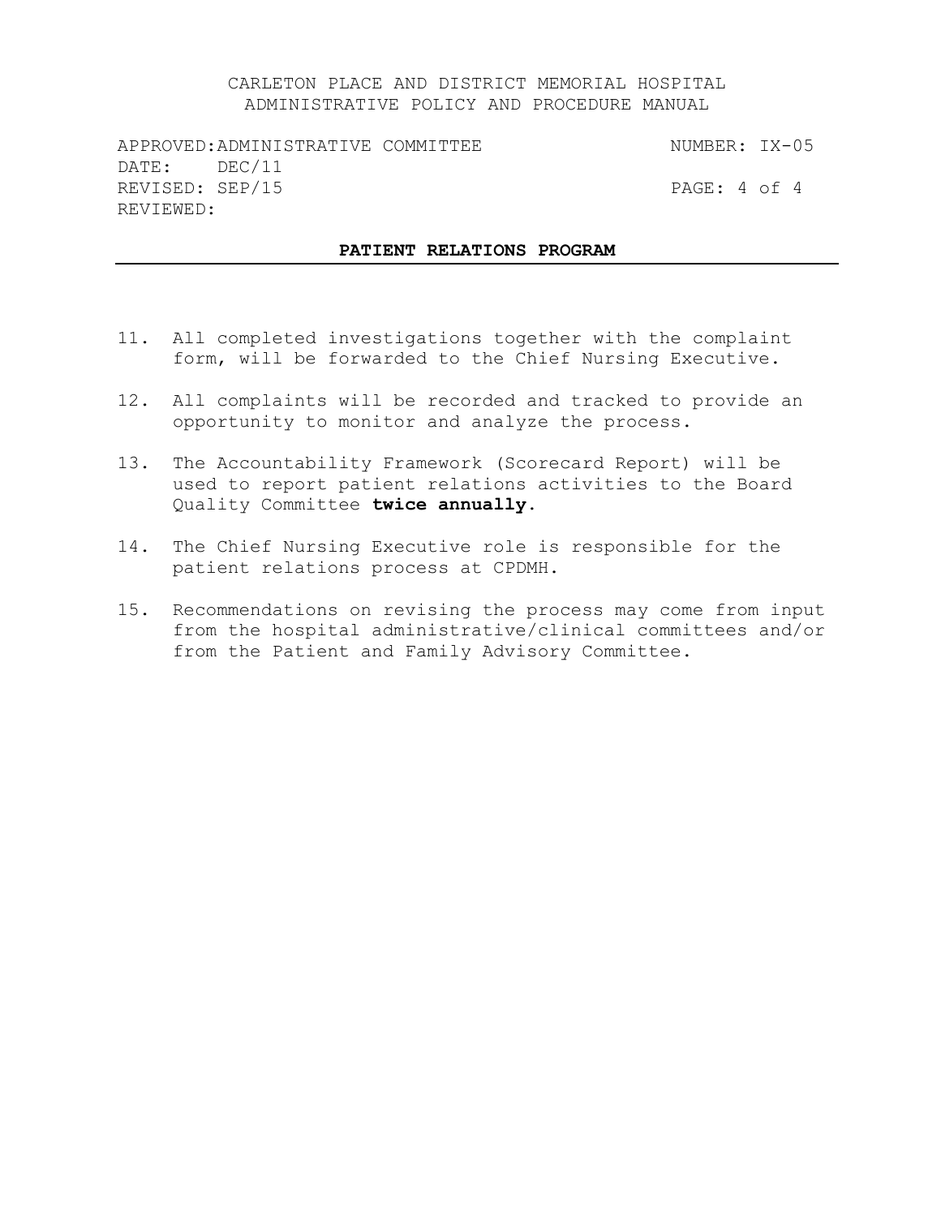11. All completed investigations together with the complaint form, will be forwarded to the Chief Nursing Executive.

12. All complaints will be recorded and tracked to provide an opportunity to monitor and analyze the process.

13. The Accountability Framework (Scorecard Report) will be used to report patient relations activities to the Board Quality Committee **twice annually**.

14. The Chief Nursing Executive role is responsible for the patient relations process at CPDMH.

15. Recommendations on revising the process may come from input from the hospital administrative/clinical committees and/or from the Patient and Family Advisory Committee.